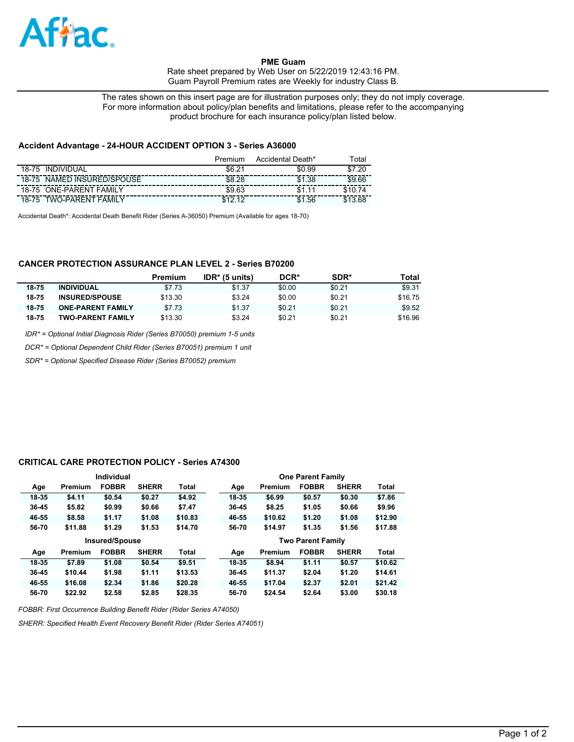**PME Guam**
Rate sheet prepared by Web User on 5/22/2019 12:43:16 PM.
Guam Payroll Premium rates are Weekly for industry Class B.

The rates shown on this insert page are for illustration purposes only; they do not imply coverage. For more information about policy/plan benefits and limitations, please refer to the accompanying product brochure for each insurance policy/plan listed below.

### Accident Advantage - 24-HOUR ACCIDENT OPTION 3 - Series A36000

| | Premium | Accidental Death* | Total |
|---|---|---|---|
| 18-75 INDIVIDUAL | $6.21 | $0.99 | $7.20 |
| 18-75 NAMED INSURED/SPOUSE | $8.28 | $1.38 | $9.66 |
| 18-75 ONE-PARENT FAMILY | $9.63 | $1.11 | $10.74 |
| 18-75 TWO-PARENT FAMILY | $12.12 | $1.56 | $13.68 |

Accidental Death*: Accidental Death Benefit Rider (Series A-36050) Premium (Available for ages 18-70)

### CANCER PROTECTION ASSURANCE PLAN LEVEL 2 - Series B70200

| | | Premium | IDR* (5 units) | DCR* | SDR* | Total |
|---|---|---|---|---|---|---|
| **18-75** | **INDIVIDUAL** | $7.73 | $1.37 | $0.00 | $0.21 | $9.31 |
| **18-75** | **INSURED/SPOUSE** | $13.30 | $3.24 | $0.00 | $0.21 | $16.75 |
| **18-75** | **ONE-PARENT FAMILY** | $7.73 | $1.37 | $0.21 | $0.21 | $9.52 |
| **18-75** | **TWO-PARENT FAMILY** | $13.30 | $3.24 | $0.21 | $0.21 | $16.96 |

*IDR* = Optional Initial Diagnosis Rider (Series B70050) premium 1-5 units*

*DCR* = Optional Dependent Child Rider (Series B70051) premium 1 unit*

*SDR* = Optional Specified Disease Rider (Series B70052) premium*

### CRITICAL CARE PROTECTION POLICY - Series A74300

| Individual | | | | | One Parent Family | | | | |
|---|---|---|---|---|---|---|---|---|---|
| **Age** | **Premium** | **FOBBR** | **SHERR** | **Total** | **Age** | **Premium** | **FOBBR** | **SHERR** | **Total** |
| **18-35** | **$4.11** | **$0.54** | **$0.27** | **$4.92** | **18-35** | **$6.99** | **$0.57** | **$0.30** | **$7.86** |
| **36-45** | **$5.82** | **$0.99** | **$0.66** | **$7.47** | **36-45** | **$8.25** | **$1.05** | **$0.66** | **$9.96** |
| **46-55** | **$8.58** | **$1.17** | **$1.08** | **$10.83** | **46-55** | **$10.62** | **$1.20** | **$1.08** | **$12.90** |
| **56-70** | **$11.88** | **$1.29** | **$1.53** | **$14.70** | **56-70** | **$14.97** | **$1.35** | **$1.56** | **$17.88** |
| **Insured/Spouse** | | | | | **Two Parent Family** | | | | |
| **Age** | **Premium** | **FOBBR** | **SHERR** | **Total** | **Age** | **Premium** | **FOBBR** | **SHERR** | **Total** |
| **18-35** | **$7.89** | **$1.08** | **$0.54** | **$9.51** | **18-35** | **$8.94** | **$1.11** | **$0.57** | **$10.62** |
| **36-45** | **$10.44** | **$1.98** | **$1.11** | **$13.53** | **36-45** | **$11.37** | **$2.04** | **$1.20** | **$14.61** |
| **46-55** | **$16.08** | **$2.34** | **$1.86** | **$20.28** | **46-55** | **$17.04** | **$2.37** | **$2.01** | **$21.42** |
| **56-70** | **$22.92** | **$2.58** | **$2.85** | **$28.35** | **56-70** | **$24.54** | **$2.64** | **$3.00** | **$30.18** |

*FOBBR: First Occurrence Building Benefit Rider (Rider Series A74050)*

*SHERR: Specified Health Event Recovery Benefit Rider (Rider Series A74051)*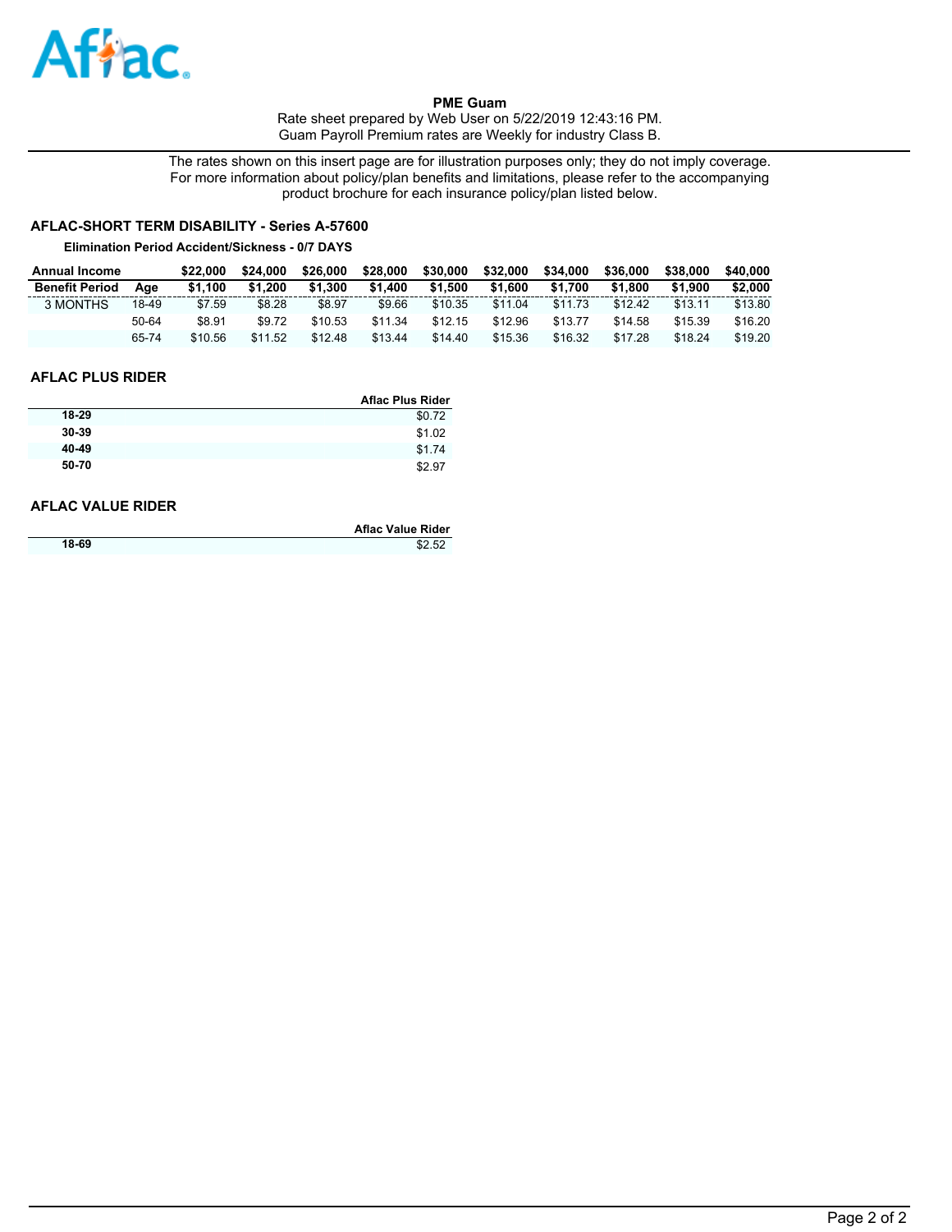**PME Guam**

Rate sheet prepared by Web User on 5/22/2019 12:43:16 PM.

Guam Payroll Premium rates are Weekly for industry Class B.

The rates shown on this insert page are for illustration purposes only; they do not imply coverage. For more information about policy/plan benefits and limitations, please refer to the accompanying product brochure for each insurance policy/plan listed below.

## AFLAC-SHORT TERM DISABILITY - Series A-57600

**Elimination Period Accident/Sickness - 0/7 DAYS**

| Annual Income | | $22,000 | $24,000 | $26,000 | $28,000 | $30,000 | $32,000 | $34,000 | $36,000 | $38,000 | $40,000 |
|---|---|---|---|---|---|---|---|---|---|---|---|
| **Benefit Period** | **Age** | **$1,100** | **$1,200** | **$1,300** | **$1,400** | **$1,500** | **$1,600** | **$1,700** | **$1,800** | **$1,900** | **$2,000** |
| 3 MONTHS | 18-49 | $7.59 | $8.28 | $8.97 | $9.66 | $10.35 | $11.04 | $11.73 | $12.42 | $13.11 | $13.80 |
| | 50-64 | $8.91 | $9.72 | $10.53 | $11.34 | $12.15 | $12.96 | $13.77 | $14.58 | $15.39 | $16.20 |
| | 65-74 | $10.56 | $11.52 | $12.48 | $13.44 | $14.40 | $15.36 | $16.32 | $17.28 | $18.24 | $19.20 |

## AFLAC PLUS RIDER

| | Aflac Plus Rider |
|---|---|
| **18-29** | $0.72 |
| **30-39** | $1.02 |
| **40-49** | $1.74 |
| **50-70** | $2.97 |

## AFLAC VALUE RIDER

| | Aflac Value Rider |
|---|---|
| **18-69** | $2.52 |